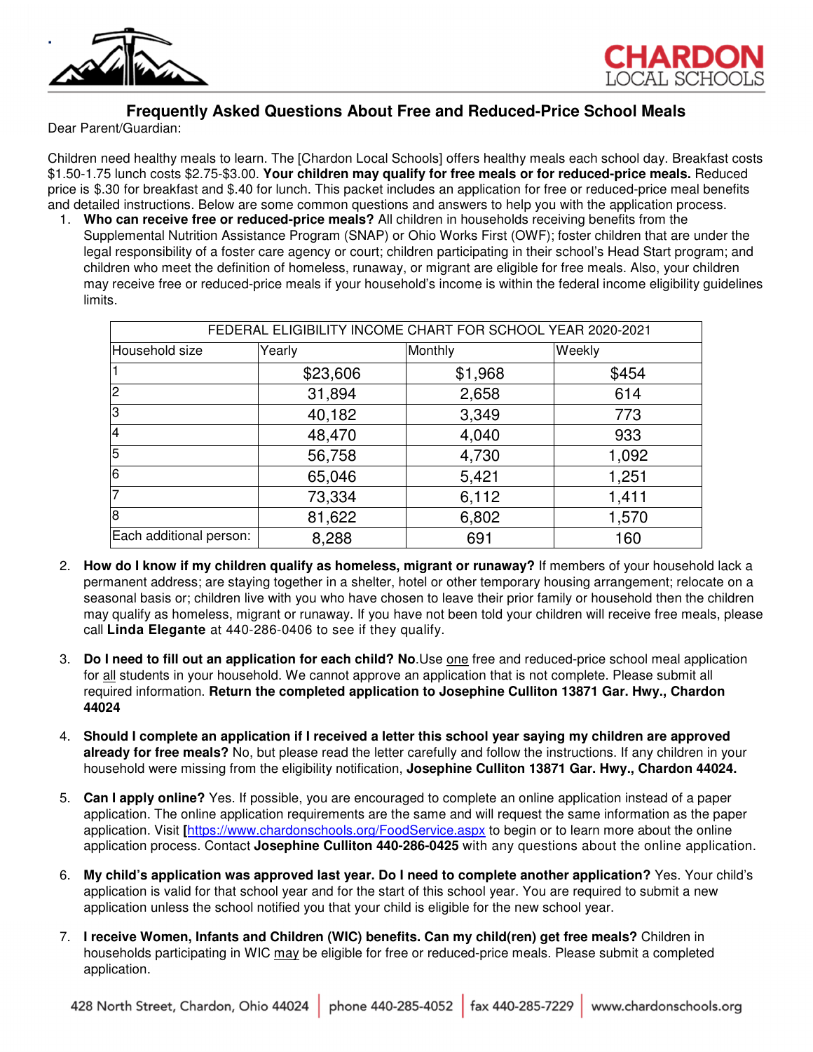# Frequently Asked Questions About Free and Reduced-Price School Meals

Dear Parent/Guardian:

Children need healthy meals to learn. The [Chardon Local Schools] offers healthy meals each school day. Breakfast costs $1.50-1.75 lunch costs $2.75-$3.00. **Your children may qualify for free meals or for reduced-price meals.** Reduced price is $.30 for breakfast and $.40 for lunch. This packet includes an application for free or reduced-price meal benefits and detailed instructions. Below are some common questions and answers to help you with the application process.

1. **Who can receive free or reduced-price meals?** All children in households receiving benefits from the Supplemental Nutrition Assistance Program (SNAP) or Ohio Works First (OWF); foster children that are under the legal responsibility of a foster care agency or court; children participating in their school's Head Start program; and children who meet the definition of homeless, runaway, or migrant are eligible for free meals. Also, your children may receive free or reduced-price meals if your household's income is within the federal income eligibility guidelines limits.

| FEDERAL ELIGIBILITY INCOME CHART FOR SCHOOL YEAR 2020-2021 | | | |
|---|---|---|---|
| Household size | Yearly | Monthly | Weekly |
| 1 | $23,606 | $1,968 | $454 |
| 2 | 31,894 | 2,658 | 614 |
| 3 | 40,182 | 3,349 | 773 |
| 4 | 48,470 | 4,040 | 933 |
| 5 | 56,758 | 4,730 | 1,092 |
| 6 | 65,046 | 5,421 | 1,251 |
| 7 | 73,334 | 6,112 | 1,411 |
| 8 | 81,622 | 6,802 | 1,570 |
| Each additional person: | 8,288 | 691 | 160 |

2. **How do I know if my children qualify as homeless, migrant or runaway?** If members of your household lack a permanent address; are staying together in a shelter, hotel or other temporary housing arrangement; relocate on a seasonal basis or; children live with you who have chosen to leave their prior family or household then the children may qualify as homeless, migrant or runaway. If you have not been told your children will receive free meals, please call **Linda Elegante** at 440-286-0406 to see if they qualify.

3. **Do I need to fill out an application for each child? No**.Use one free and reduced-price school meal application for all students in your household. We cannot approve an application that is not complete. Please submit all required information. **Return the completed application to Josephine Culliton 13871 Gar. Hwy., Chardon 44024**

4. **Should I complete an application if I received a letter this school year saying my children are approved already for free meals?** No, but please read the letter carefully and follow the instructions. If any children in your household were missing from the eligibility notification, **Josephine Culliton 13871 Gar. Hwy., Chardon 44024.**

5. **Can I apply online?** Yes. If possible, you are encouraged to complete an online application instead of a paper application. The online application requirements are the same and will request the same information as the paper application. Visit **[**https://www.chardonschools.org/FoodService.aspx to begin or to learn more about the online application process. Contact **Josephine Culliton 440-286-0425** with any questions about the online application.

6. **My child's application was approved last year. Do I need to complete another application?** Yes. Your child's application is valid for that school year and for the start of this school year. You are required to submit a new application unless the school notified you that your child is eligible for the new school year.

7. **I receive Women, Infants and Children (WIC) benefits. Can my child(ren) get free meals?** Children in households participating in WIC may be eligible for free or reduced-price meals. Please submit a completed application.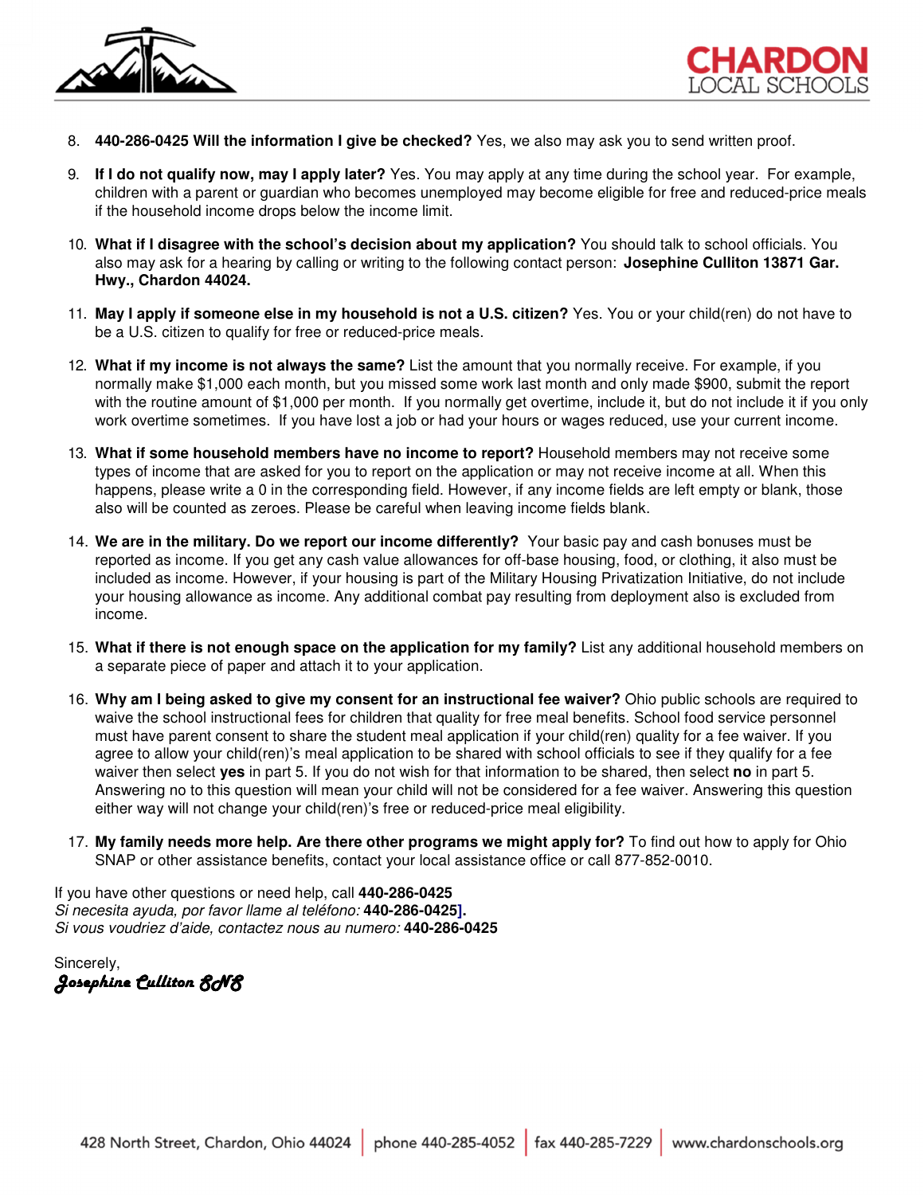8. **440-286-0425 Will the information I give be checked?** Yes, we also may ask you to send written proof.

9. **If I do not qualify now, may I apply later?** Yes. You may apply at any time during the school year. For example, children with a parent or guardian who becomes unemployed may become eligible for free and reduced-price meals if the household income drops below the income limit.

10. **What if I disagree with the school's decision about my application?** You should talk to school officials. You also may ask for a hearing by calling or writing to the following contact person: **Josephine Culliton 13871 Gar. Hwy., Chardon 44024.**

11. **May I apply if someone else in my household is not a U.S. citizen?** Yes. You or your child(ren) do not have to be a U.S. citizen to qualify for free or reduced-price meals.

12. **What if my income is not always the same?** List the amount that you normally receive. For example, if you normally make $1,000 each month, but you missed some work last month and only made $900, submit the report with the routine amount of $1,000 per month. If you normally get overtime, include it, but do not include it if you only work overtime sometimes. If you have lost a job or had your hours or wages reduced, use your current income.

13. **What if some household members have no income to report?** Household members may not receive some types of income that are asked for you to report on the application or may not receive income at all. When this happens, please write a 0 in the corresponding field. However, if any income fields are left empty or blank, those also will be counted as zeroes. Please be careful when leaving income fields blank.

14. **We are in the military. Do we report our income differently?** Your basic pay and cash bonuses must be reported as income. If you get any cash value allowances for off-base housing, food, or clothing, it also must be included as income. However, if your housing is part of the Military Housing Privatization Initiative, do not include your housing allowance as income. Any additional combat pay resulting from deployment also is excluded from income.

15. **What if there is not enough space on the application for my family?** List any additional household members on a separate piece of paper and attach it to your application.

16. **Why am I being asked to give my consent for an instructional fee waiver?** Ohio public schools are required to waive the school instructional fees for children that quality for free meal benefits. School food service personnel must have parent consent to share the student meal application if your child(ren) quality for a fee waiver. If you agree to allow your child(ren)'s meal application to be shared with school officials to see if they qualify for a fee waiver then select **yes** in part 5. If you do not wish for that information to be shared, then select **no** in part 5. Answering no to this question will mean your child will not be considered for a fee waiver. Answering this question either way will not change your child(ren)'s free or reduced-price meal eligibility.

17. **My family needs more help. Are there other programs we might apply for?** To find out how to apply for Ohio SNAP or other assistance benefits, contact your local assistance office or call 877-852-0010.

If you have other questions or need help, call **440-286-0425**
*Si necesita ayuda, por favor llame al teléfono:* **440-286-0425].**
*Si vous voudriez d'aide, contactez nous au numero:* **440-286-0425**

Sincerely,
*Josephine Culliton SNS*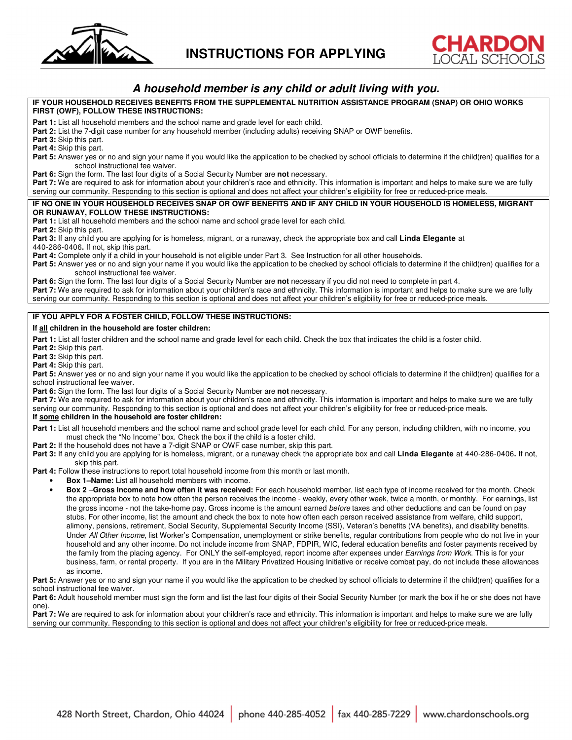# INSTRUCTIONS FOR APPLYING

CHARDON LOCAL SCHOOLS

## *A household member is any child or adult living with you.*

**IF YOUR HOUSEHOLD RECEIVES BENEFITS FROM THE SUPPLEMENTAL NUTRITION ASSISTANCE PROGRAM (SNAP) OR OHIO WORKS FIRST (OWF), FOLLOW THESE INSTRUCTIONS:**

**Part 1:** List all household members and the school name and grade level for each child.
**Part 2:** List the 7-digit case number for any household member (including adults) receiving SNAP or OWF benefits.
**Part 3:** Skip this part.
**Part 4:** Skip this part.
**Part 5:** Answer yes or no and sign your name if you would like the application to be checked by school officials to determine if the child(ren) qualifies for a school instructional fee waiver.
**Part 6:** Sign the form. The last four digits of a Social Security Number are **not** necessary.
**Part 7:** We are required to ask for information about your children's race and ethnicity. This information is important and helps to make sure we are fully serving our community. Responding to this section is optional and does not affect your children's eligibility for free or reduced-price meals.

**IF NO ONE IN YOUR HOUSEHOLD RECEIVES SNAP OR OWF BENEFITS AND IF ANY CHILD IN YOUR HOUSEHOLD IS HOMELESS, MIGRANT OR RUNAWAY, FOLLOW THESE INSTRUCTIONS:**

**Part 1:** List all household members and the school name and school grade level for each child.
**Part 2:** Skip this part.
**Part 3:** If any child you are applying for is homeless, migrant, or a runaway, check the appropriate box and call **Linda Elegante** at 440-286-0406**.** If not, skip this part.
**Part 4:** Complete only if a child in your household is not eligible under Part 3. See Instruction for all other households.
**Part 5:** Answer yes or no and sign your name if you would like the application to be checked by school officials to determine if the child(ren) qualifies for a school instructional fee waiver.
**Part 6:** Sign the form. The last four digits of a Social Security Number are **not** necessary if you did not need to complete in part 4.
**Part 7:** We are required to ask for information about your children's race and ethnicity. This information is important and helps to make sure we are fully serving our community. Responding to this section is optional and does not affect your children's eligibility for free or reduced-price meals.

**IF YOU APPLY FOR A FOSTER CHILD, FOLLOW THESE INSTRUCTIONS:**

**If all children in the household are foster children:**

**Part 1:** List all foster children and the school name and grade level for each child. Check the box that indicates the child is a foster child.
**Part 2:** Skip this part.
**Part 3:** Skip this part.
**Part 4:** Skip this part.
**Part 5:** Answer yes or no and sign your name if you would like the application to be checked by school officials to determine if the child(ren) qualifies for a school instructional fee waiver.
**Part 6:** Sign the form. The last four digits of a Social Security Number are **not** necessary.
**Part 7:** We are required to ask for information about your children's race and ethnicity. This information is important and helps to make sure we are fully serving our community. Responding to this section is optional and does not affect your children's eligibility for free or reduced-price meals.

**If some children in the household are foster children:**

**Part 1:** List all household members and the school name and school grade level for each child. For any person, including children, with no income, you must check the "No Income" box. Check the box if the child is a foster child.
**Part 2:** If the household does not have a 7-digit SNAP or OWF case number, skip this part.
**Part 3:** If any child you are applying for is homeless, migrant, or a runaway check the appropriate box and call **Linda Elegante** at 440-286-0406**.** If not, skip this part.
**Part 4:** Follow these instructions to report total household income from this month or last month.

- **Box 1–Name:** List all household members with income.
- **Box 2 –Gross Income and how often it was received:** For each household member, list each type of income received for the month. Check the appropriate box to note how often the person receives the income - weekly, every other week, twice a month, or monthly. For earnings, list the gross income - not the take-home pay. Gross income is the amount earned *before* taxes and other deductions and can be found on pay stubs. For other income, list the amount and check the box to note how often each person received assistance from welfare, child support, alimony, pensions, retirement, Social Security, Supplemental Security Income (SSI), Veteran's benefits (VA benefits), and disability benefits. Under *All Other Income*, list Worker's Compensation, unemployment or strike benefits, regular contributions from people who do not live in your household and any other income. Do not include income from SNAP, FDPIR, WIC, federal education benefits and foster payments received by the family from the placing agency. For ONLY the self-employed, report income after expenses under *Earnings from Work*. This is for your business, farm, or rental property. If you are in the Military Privatized Housing Initiative or receive combat pay, do not include these allowances as income.

**Part 5:** Answer yes or no and sign your name if you would like the application to be checked by school officials to determine if the child(ren) qualifies for a school instructional fee waiver.
**Part 6:** Adult household member must sign the form and list the last four digits of their Social Security Number (or mark the box if he or she does not have one).
**Part 7:** We are required to ask for information about your children's race and ethnicity. This information is important and helps to make sure we are fully serving our community. Responding to this section is optional and does not affect your children's eligibility for free or reduced-price meals.

428 North Street, Chardon, Ohio 44024 | phone 440-285-4052 | fax 440-285-7229 | www.chardonschools.org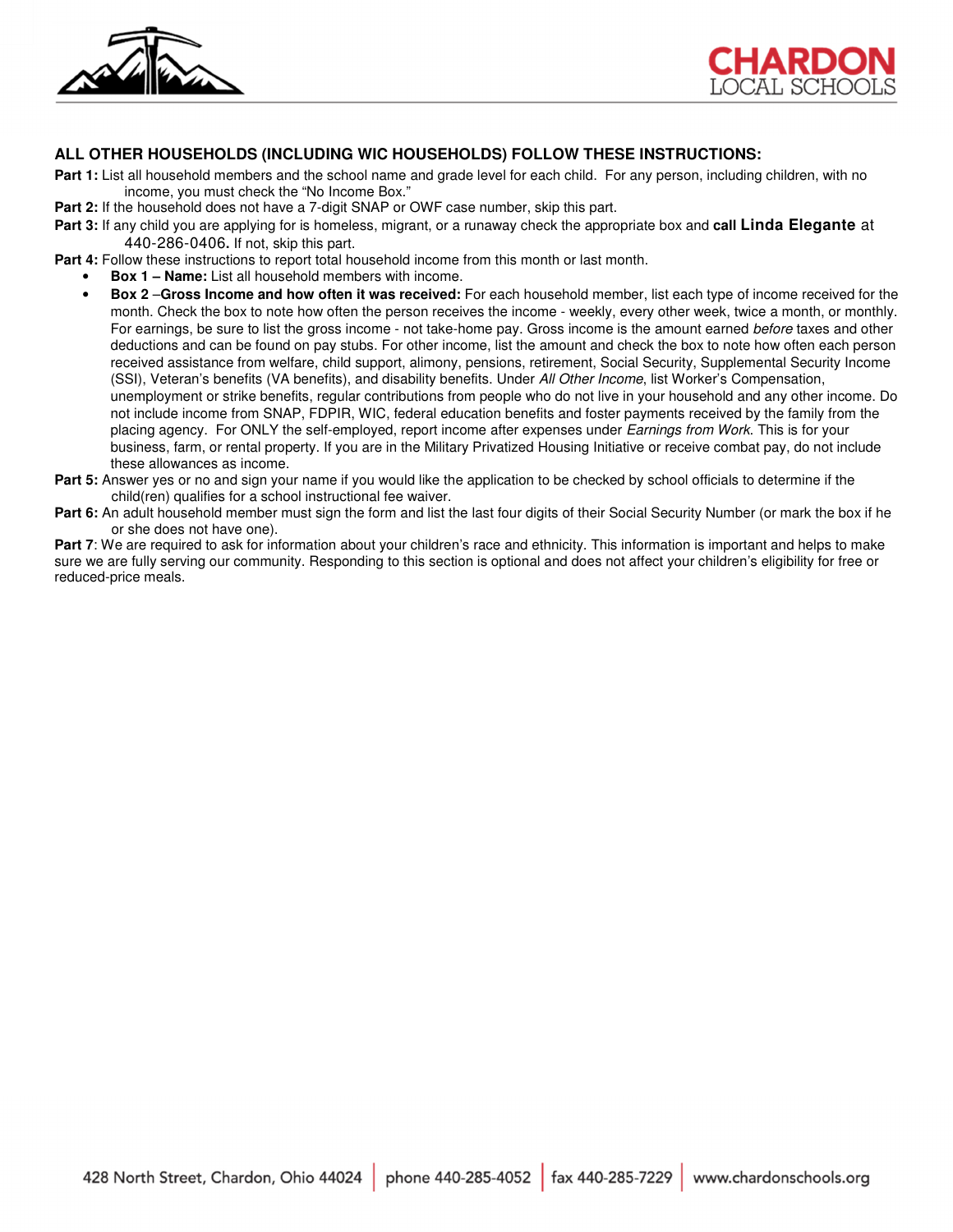### ALL OTHER HOUSEHOLDS (INCLUDING WIC HOUSEHOLDS) FOLLOW THESE INSTRUCTIONS:

**Part 1:** List all household members and the school name and grade level for each child. For any person, including children, with no income, you must check the "No Income Box."

**Part 2:** If the household does not have a 7-digit SNAP or OWF case number, skip this part.

**Part 3:** If any child you are applying for is homeless, migrant, or a runaway check the appropriate box and **call Linda Elegante** at 440-286-0406**.** If not, skip this part.

**Part 4:** Follow these instructions to report total household income from this month or last month.

- **Box 1 – Name:** List all household members with income.
- **Box 2** –**Gross Income and how often it was received:** For each household member, list each type of income received for the month. Check the box to note how often the person receives the income - weekly, every other week, twice a month, or monthly. For earnings, be sure to list the gross income - not take-home pay. Gross income is the amount earned *before* taxes and other deductions and can be found on pay stubs. For other income, list the amount and check the box to note how often each person received assistance from welfare, child support, alimony, pensions, retirement, Social Security, Supplemental Security Income (SSI), Veteran's benefits (VA benefits), and disability benefits. Under *All Other Income*, list Worker's Compensation, unemployment or strike benefits, regular contributions from people who do not live in your household and any other income. Do not include income from SNAP, FDPIR, WIC, federal education benefits and foster payments received by the family from the placing agency. For ONLY the self-employed, report income after expenses under *Earnings from Work*. This is for your business, farm, or rental property. If you are in the Military Privatized Housing Initiative or receive combat pay, do not include these allowances as income.

**Part 5:** Answer yes or no and sign your name if you would like the application to be checked by school officials to determine if the child(ren) qualifies for a school instructional fee waiver.

**Part 6:** An adult household member must sign the form and list the last four digits of their Social Security Number (or mark the box if he or she does not have one).

**Part 7**: We are required to ask for information about your children's race and ethnicity. This information is important and helps to make sure we are fully serving our community. Responding to this section is optional and does not affect your children's eligibility for free or reduced-price meals.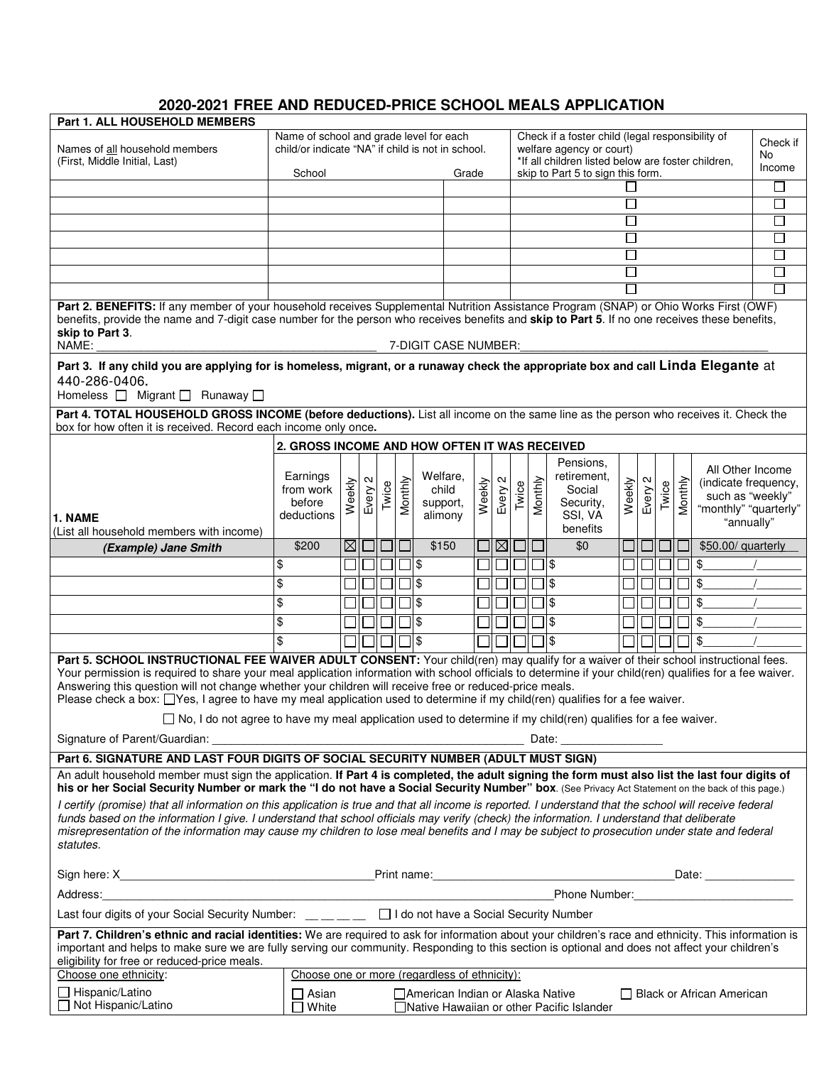# 2020-2021 FREE AND REDUCED-PRICE SCHOOL MEALS APPLICATION

**Part 1. ALL HOUSEHOLD MEMBERS**

| Names of all household members (First, Middle Initial, Last) | Name of school and grade level for each child/or indicate "NA" if child is not in school. School | Grade | Check if a foster child (legal responsibility of welfare agency or court) *If all children listed below are foster children, skip to Part 5 to sign this form. | Check if No Income |
|---|---|---|---|---|
| | | | ☐ | ☐ |
| | | | ☐ | ☐ |
| | | | ☐ | ☐ |
| | | | ☐ | ☐ |
| | | | ☐ | ☐ |
| | | | ☐ | ☐ |
| | | | ☐ | ☐ |

**Part 2. BENEFITS:** If any member of your household receives Supplemental Nutrition Assistance Program (SNAP) or Ohio Works First (OWF) benefits, provide the name and 7-digit case number for the person who receives benefits and **skip to Part 5**. If no one receives these benefits, **skip to Part 3**.

NAME: ______________________________ 7-DIGIT CASE NUMBER: ______________________________

**Part 3. If any child you are applying for is homeless, migrant, or a runaway check the appropriate box and call Linda Elegante** at 440-286-0406.

Homeless ☐ Migrant ☐ Runaway ☐

**Part 4. TOTAL HOUSEHOLD GROSS INCOME (before deductions).** List all income on the same line as the person who receives it. Check the box for how often it is received. Record each income only once**.**

| 1. NAME (List all household members with income) | 2. GROSS INCOME AND HOW OFTEN IT WAS RECEIVED | | | | | | | | | | | | | | | | |
|---|---|---|---|---|---|---|---|---|---|---|---|---|---|---|---|---|---|
| | Earnings from work before deductions | Weekly | Every 2 | Twice | Monthly | Welfare, child support, alimony | Weekly | Every 2 | Twice | Monthly | Pensions, retirement, Social Security, SSI, VA benefits | Weekly | Every 2 | Twice | Monthly | All Other Income (indicate frequency, such as "weekly" "monthly" "quarterly" "annually" |
| *(Example) Jane Smith* | $200 | ☒ | ☐ | ☐ | ☐ | $150 | ☐ | ☒ | ☐ | ☐ | $0 | ☐ | ☐ | ☐ | ☐ | $50.00/ quarterly |
| | $ | ☐ | ☐ | ☐ | ☐ | $ | ☐ | ☐ | ☐ | ☐ | $ | ☐ | ☐ | ☐ | ☐ | $_______/_______ |
| | $ | ☐ | ☐ | ☐ | ☐ | $ | ☐ | ☐ | ☐ | ☐ | $ | ☐ | ☐ | ☐ | ☐ | $_______/_______ |
| | $ | ☐ | ☐ | ☐ | ☐ | $ | ☐ | ☐ | ☐ | ☐ | $ | ☐ | ☐ | ☐ | ☐ | $_______/_______ |
| | $ | ☐ | ☐ | ☐ | ☐ | $ | ☐ | ☐ | ☐ | ☐ | $ | ☐ | ☐ | ☐ | ☐ | $_______/_______ |
| | $ | ☐ | ☐ | ☐ | ☐ | $ | ☐ | ☐ | ☐ | ☐ | $ | ☐ | ☐ | ☐ | ☐ | $_______/_______ |

**Part 5. SCHOOL INSTRUCTIONAL FEE WAIVER ADULT CONSENT:** Your child(ren) may qualify for a waiver of their school instructional fees. Your permission is required to share your meal application information with school officials to determine if your child(ren) qualifies for a fee waiver. Answering this question will not change whether your children will receive free or reduced-price meals.

Please check a box: ☐Yes, I agree to have my meal application used to determine if my child(ren) qualifies for a fee waiver.

☐ No, I do not agree to have my meal application used to determine if my child(ren) qualifies for a fee waiver.

Signature of Parent/Guardian: ______________________________ Date: ______________

**Part 6. SIGNATURE AND LAST FOUR DIGITS OF SOCIAL SECURITY NUMBER (ADULT MUST SIGN)**

An adult household member must sign the application. **If Part 4 is completed, the adult signing the form must also list the last four digits of his or her Social Security Number or mark the "I do not have a Social Security Number" box**. (See Privacy Act Statement on the back of this page.)

*I certify (promise) that all information on this application is true and that all income is reported. I understand that the school will receive federal funds based on the information I give. I understand that school officials may verify (check) the information. I understand that deliberate misrepresentation of the information may cause my children to lose meal benefits and I may be subject to prosecution under state and federal statutes.*

Sign here: X______________________________ Print name: ______________________________ Date: ______________

Address: ____________________________________________ Phone Number: ______________________

Last four digits of your Social Security Number: __ __ __ __ ☐ I do not have a Social Security Number

**Part 7. Children's ethnic and racial identities:** We are required to ask for information about your children's race and ethnicity. This information is important and helps to make sure we are fully serving our community. Responding to this section is optional and does not affect your children's eligibility for free or reduced-price meals.

| Choose one ethnicity: | Choose one or more (regardless of ethnicity): | | |
|---|---|---|---|
| ☐ Hispanic/Latino | ☐ Asian | ☐American Indian or Alaska Native | ☐ Black or African American |
| ☐ Not Hispanic/Latino | ☐ White | ☐Native Hawaiian or other Pacific Islander | |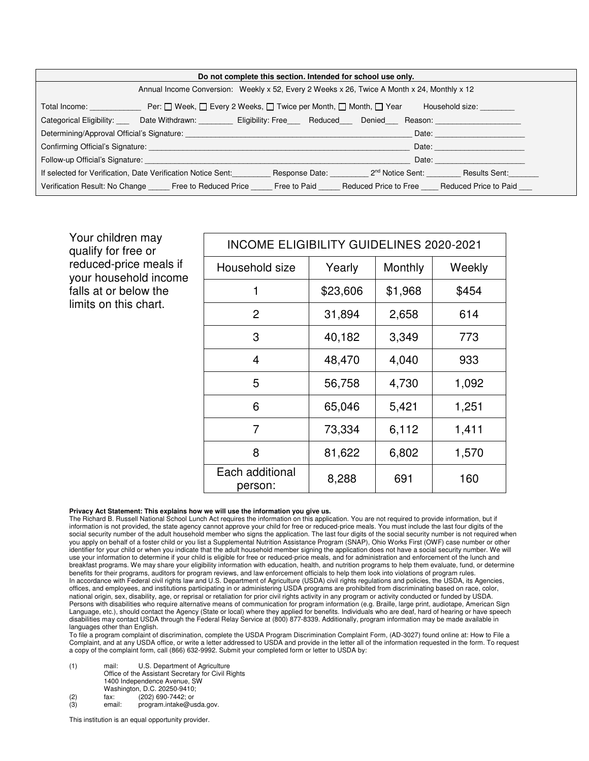| Do not complete this section. Intended for school use only. |
|---|
| Annual Income Conversion: Weekly x 52, Every 2 Weeks x 26, Twice A Month x 24, Monthly x 12 |
| Total Income: ____________ Per: ☐ Week, ☐ Every 2 Weeks, ☐ Twice per Month, ☐ Month, ☐ Year Household size: ________ |
| Categorical Eligibility: ___ Date Withdrawn: ________ Eligibility: Free___ Reduced___ Denied___ Reason: ___________________ |
| Determining/Approval Official's Signature: _______________________________________________________ Date: _____________________ |
| Confirming Official's Signature: _______________________________________________________________ Date: _____________________ |
| Follow-up Official's Signature: ________________________________________________________________ Date: _____________________ |
| If selected for Verification, Date Verification Notice Sent:_________ Response Date: _________ 2nd Notice Sent: ________ Results Sent:_______ |
| Verification Result: No Change _____ Free to Reduced Price _____ Free to Paid _____ Reduced Price to Free ____ Reduced Price to Paid ___ |

Your children may qualify for free or reduced-price meals if your household income falls at or below the limits on this chart.

| INCOME ELIGIBILITY GUIDELINES 2020-2021 | | | |
|---|---|---|---|
| Household size | Yearly | Monthly | Weekly |
| 1 | $23,606 | $1,968 | $454 |
| 2 | 31,894 | 2,658 | 614 |
| 3 | 40,182 | 3,349 | 773 |
| 4 | 48,470 | 4,040 | 933 |
| 5 | 56,758 | 4,730 | 1,092 |
| 6 | 65,046 | 5,421 | 1,251 |
| 7 | 73,334 | 6,112 | 1,411 |
| 8 | 81,622 | 6,802 | 1,570 |
| Each additional person: | 8,288 | 691 | 160 |

**Privacy Act Statement: This explains how we will use the information you give us.**
The Richard B. Russell National School Lunch Act requires the information on this application. You are not required to provide information, but if information is not provided, the state agency cannot approve your child for free or reduced-price meals. You must include the last four digits of the social security number of the adult household member who signs the application. The last four digits of the social security number is not required when you apply on behalf of a foster child or you list a Supplemental Nutrition Assistance Program (SNAP), Ohio Works First (OWF) case number or other identifier for your child or when you indicate that the adult household member signing the application does not have a social security number. We will use your information to determine if your child is eligible for free or reduced-price meals, and for administration and enforcement of the lunch and breakfast programs. We may share your eligibility information with education, health, and nutrition programs to help them evaluate, fund, or determine benefits for their programs, auditors for program reviews, and law enforcement officials to help them look into violations of program rules.
In accordance with Federal civil rights law and U.S. Department of Agriculture (USDA) civil rights regulations and policies, the USDA, its Agencies, offices, and employees, and institutions participating in or administering USDA programs are prohibited from discriminating based on race, color, national origin, sex, disability, age, or reprisal or retaliation for prior civil rights activity in any program or activity conducted or funded by USDA.
Persons with disabilities who require alternative means of communication for program information (e.g. Braille, large print, audiotape, American Sign Language, etc.), should contact the Agency (State or local) where they applied for benefits. Individuals who are deaf, hard of hearing or have speech disabilities may contact USDA through the Federal Relay Service at (800) 877-8339. Additionally, program information may be made available in languages other than English.
To file a program complaint of discrimination, complete the USDA Program Discrimination Complaint Form, (AD-3027) found online at: How to File a Complaint, and at any USDA office, or write a letter addressed to USDA and provide in the letter all of the information requested in the form. To request a copy of the complaint form, call (866) 632-9992. Submit your completed form or letter to USDA by:

(1) mail: U.S. Department of Agriculture
Office of the Assistant Secretary for Civil Rights
1400 Independence Avenue, SW
Washington, D.C. 20250-9410;
(2) fax: (202) 690-7442; or
(3) email: program.intake@usda.gov.

This institution is an equal opportunity provider.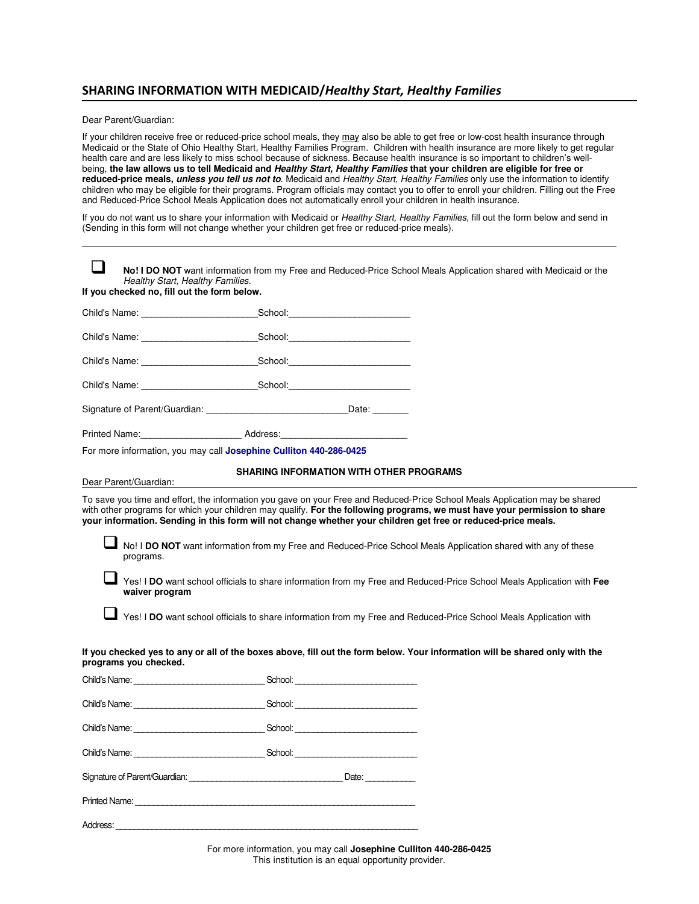## SHARING INFORMATION WITH MEDICAID/*Healthy Start, Healthy Families*

Dear Parent/Guardian:

If your children receive free or reduced-price school meals, they may also be able to get free or low-cost health insurance through Medicaid or the State of Ohio Healthy Start, Healthy Families Program. Children with health insurance are more likely to get regular health care and are less likely to miss school because of sickness. Because health insurance is so important to children's well-being, **the law allows us to tell Medicaid and *Healthy Start, Healthy Families* that your children are eligible for free or reduced-price meals, *unless you tell us not to*.** Medicaid and *Healthy Start, Healthy Families* only use the information to identify children who may be eligible for their programs. Program officials may contact you to offer to enroll your children. Filling out the Free and Reduced-Price School Meals Application does not automatically enroll your children in health insurance.

If you do not want us to share your information with Medicaid or *Healthy Start, Healthy Families*, fill out the form below and send in (Sending in this form will not change whether your children get free or reduced-price meals).

---

☐ **No! I DO NOT** want information from my Free and Reduced-Price School Meals Application shared with Medicaid or the *Healthy Start, Healthy Families.*

**If you checked no, fill out the form below.**

Child's Name: ______________________ School: ________________________

Child's Name: ______________________ School: ________________________

Child's Name: ______________________ School: ________________________

Child's Name: ______________________ School: ________________________

Signature of Parent/Guardian: ___________________________ Date: _______

Printed Name: ___________________ Address: ________________________

For more information, you may call **Josephine Culliton 440-286-0425**

### SHARING INFORMATION WITH OTHER PROGRAMS

Dear Parent/Guardian:

To save you time and effort, the information you gave on your Free and Reduced-Price School Meals Application may be shared with other programs for which your children may qualify. **For the following programs, we must have your permission to share your information. Sending in this form will not change whether your children get free or reduced-price meals.**

☐ No! I **DO NOT** want information from my Free and Reduced-Price School Meals Application shared with any of these programs.

☐ Yes! I **DO** want school officials to share information from my Free and Reduced-Price School Meals Application with **Fee waiver program**

☐ Yes! I **DO** want school officials to share information from my Free and Reduced-Price School Meals Application with

**If you checked yes to any or all of the boxes above, fill out the form below. Your information will be shared only with the programs you checked.**

Child's Name: ___________________________ School: _________________________

Child's Name: ___________________________ School: _________________________

Child's Name: ___________________________ School: _________________________

Child's Name: ___________________________ School: _________________________

Signature of Parent/Guardian: _______________________________ Date: __________

Printed Name: ______________________________________________________________

Address: __________________________________________________________________

For more information, you may call **Josephine Culliton 440-286-0425**

This institution is an equal opportunity provider.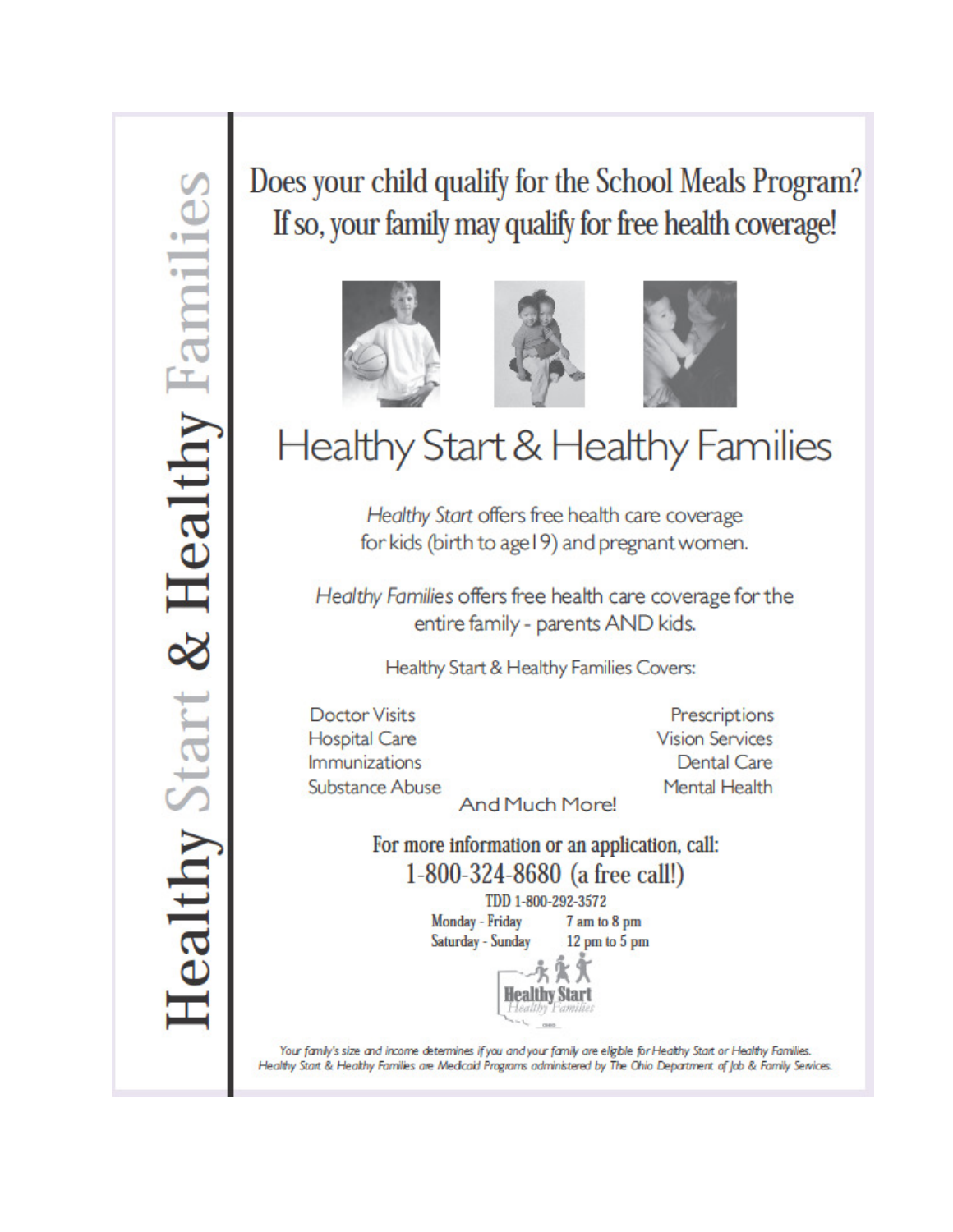Healthy Start & Healthy Families

# Does your child qualify for the School Meals Program? If so, your family may qualify for free health coverage!

## Healthy Start & Healthy Families

*Healthy Start* offers free health care coverage for kids (birth to age 19) and pregnant women.

*Healthy Families* offers free health care coverage for the entire family - parents AND kids.

Healthy Start & Healthy Families Covers:

- Doctor Visits
- Hospital Care
- Immunizations
- Substance Abuse
- Prescriptions
- Vision Services
- Dental Care
- Mental Health

And Much More!

**For more information or an application, call:**

**1-800-324-8680 (a free call!)**

TDD 1-800-292-3572

Monday - Friday 7 am to 8 pm

Saturday - Sunday 12 pm to 5 pm

Healthy Start Healthy Families

*Your family's size and income determines if you and your family are eligible for Healthy Start or Healthy Families. Healthy Start & Healthy Families are Medicaid Programs administered by The Ohio Department of Job & Family Services.*